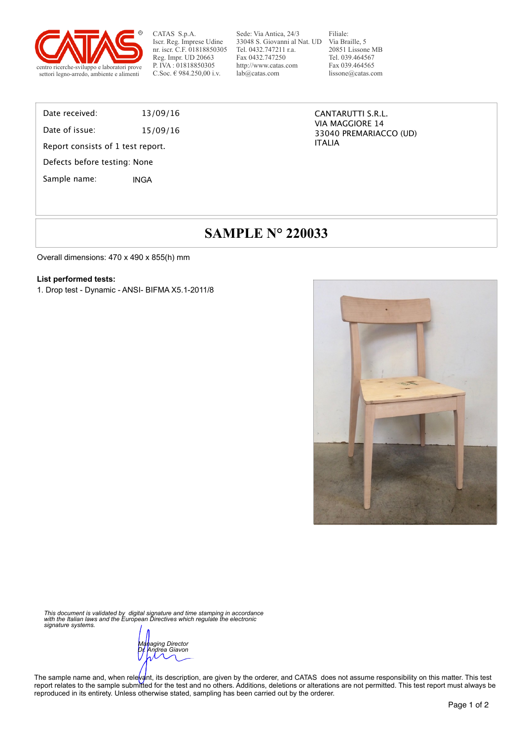CATAS S.p.A.
Iscr. Reg. Imprese Udine
nr. iscr. C.F. 01818850305
Reg. Impr. UD 20663
P. IVA : 01818850305
C.Soc. € 984.250,00 i.v.

Sede: Via Antica, 24/3
33048 S. Giovanni al Nat. UD
Tel. 0432.747211 r.a.
Fax 0432.747250
http://www.catas.com
lab@catas.com

Filiale:
Via Braille, 5
20851 Lissone MB
Tel. 039.464567
Fax 039.464565
lissone@catas.com

centro ricerche-sviluppo e laboratori prove
settori legno-arredo, ambiente e alimenti

Date received: 13/09/16

Date of issue: 15/09/16

Report consists of 1 test report.

Defects before testing: None

Sample name: INGA

CANTARUTTI S.R.L.
VIA MAGGIORE 14
33040 PREMARIACCO (UD)
ITALIA

# SAMPLE N° 220033

Overall dimensions: 470 x 490 x 855(h) mm

**List performed tests:**

1. Drop test - Dynamic - ANSI- BIFMA X5.1-2011/8

*This document is validated by digital signature and time stamping in accordance with the Italian laws and the European Directives which regulate the electronic signature systems.*

*Managing Director*
*Dr. Andrea Giavon*

The sample name and, when relevant, its description, are given by the orderer, and CATAS does not assume responsibility on this matter. This test report relates to the sample submitted for the test and no others. Additions, deletions or alterations are not permitted. This test report must always be reproduced in its entirety. Unless otherwise stated, sampling has been carried out by the orderer.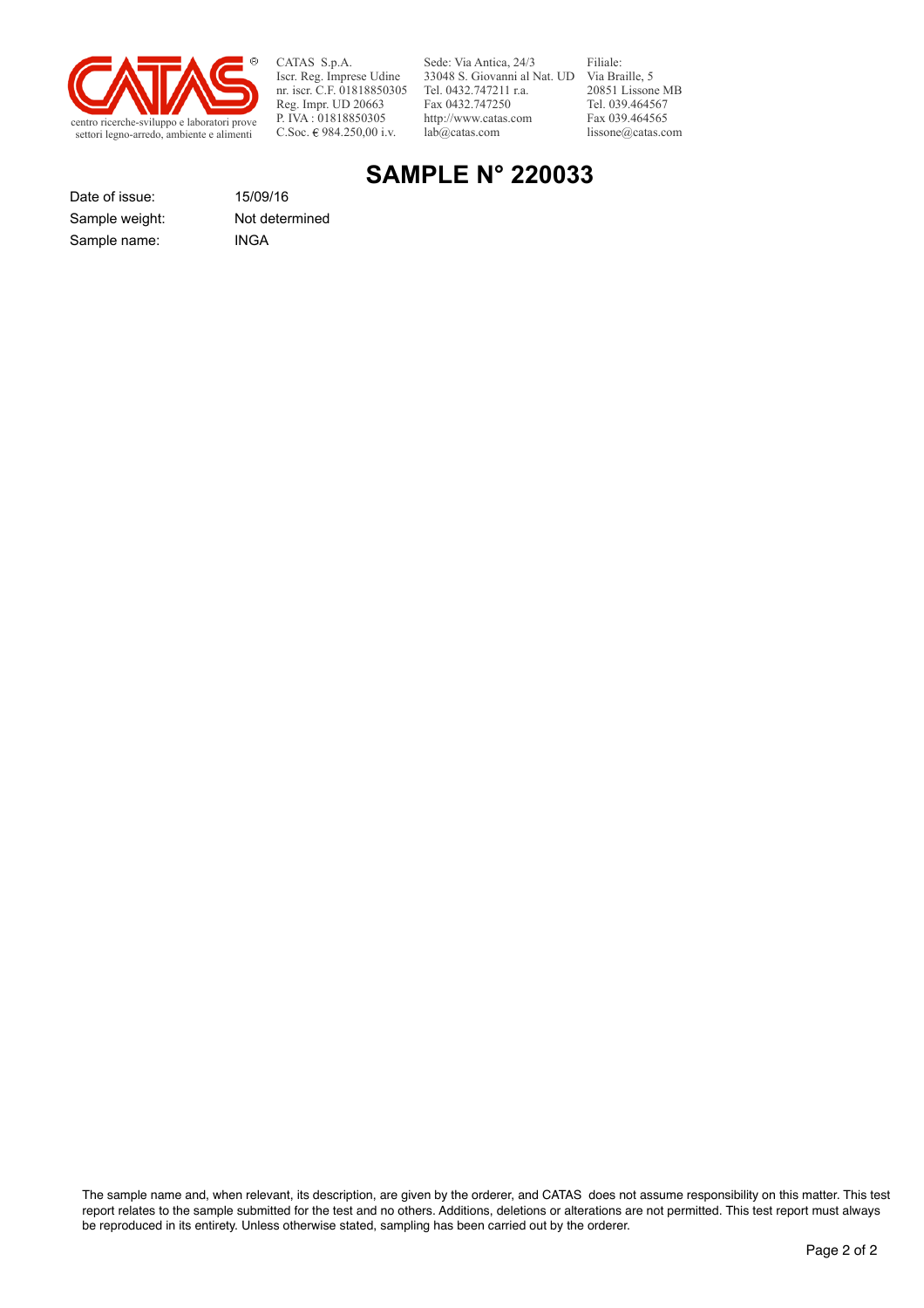CATAS S.p.A.
Iscr. Reg. Imprese Udine
nr. iscr. C.F. 01818850305
Reg. Impr. UD 20663
P. IVA : 01818850305
C.Soc. € 984.250,00 i.v.

Sede: Via Antica, 24/3
33048 S. Giovanni al Nat. UD
Tel. 0432.747211 r.a.
Fax 0432.747250
http://www.catas.com
lab@catas.com

Filiale:
Via Braille, 5
20851 Lissone MB
Tel. 039.464567
Fax 039.464565
lissone@catas.com

centro ricerche-sviluppo e laboratori prove
settori legno-arredo, ambiente e alimenti

# SAMPLE N° 220033

| | |
|---|---|
| Date of issue: | 15/09/16 |
| Sample weight: | Not determined |
| Sample name: | INGA |

The sample name and, when relevant, its description, are given by the orderer, and CATAS does not assume responsibility on this matter. This test report relates to the sample submitted for the test and no others. Additions, deletions or alterations are not permitted. This test report must always be reproduced in its entirety. Unless otherwise stated, sampling has been carried out by the orderer.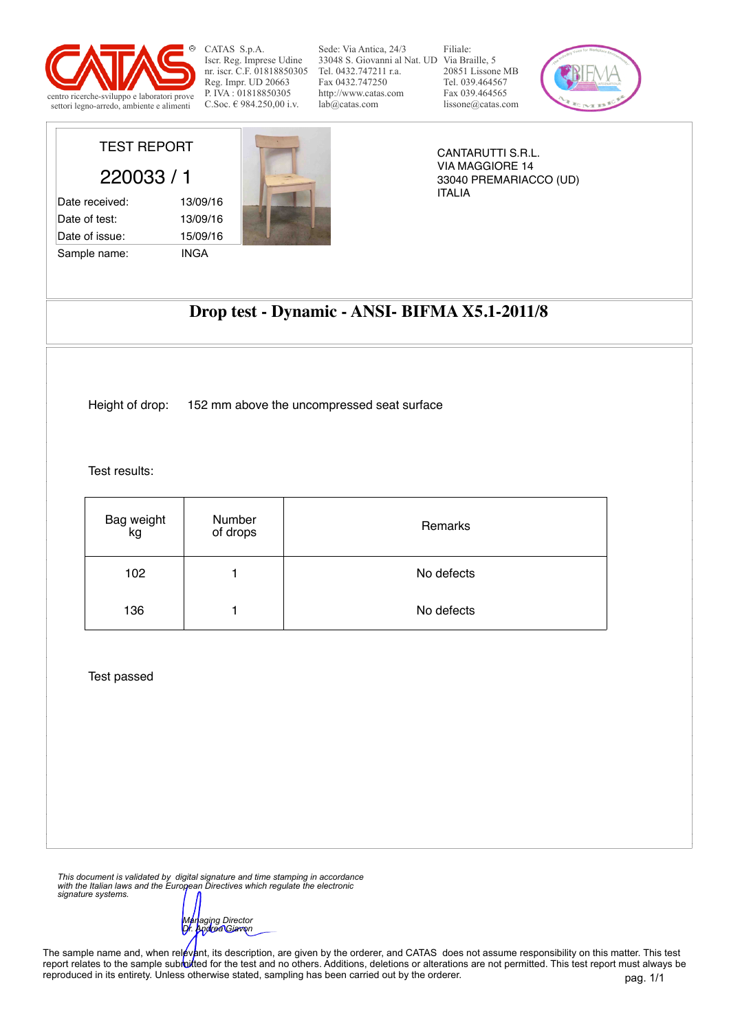CATAS S.p.A.
Iscr. Reg. Imprese Udine
nr. iscr. C.F. 01818850305
Reg. Impr. UD 20663
P. IVA : 01818850305
C.Soc. € 984.250,00 i.v.

Sede: Via Antica, 24/3
33048 S. Giovanni al Nat. UD
Tel. 0432.747211 r.a.
Fax 0432.747250
http://www.catas.com
lab@catas.com

Filiale:
Via Braille, 5
20851 Lissone MB
Tel. 039.464567
Fax 039.464565
lissone@catas.com

centro ricerche-sviluppo e laboratori prove
settori legno-arredo, ambiente e alimenti

TEST REPORT

220033 / 1

| | |
|---|---|
| Date received: | 13/09/16 |
| Date of test: | 13/09/16 |
| Date of issue: | 15/09/16 |
| Sample name: | INGA |

CANTARUTTI S.R.L.
VIA MAGGIORE 14
33040 PREMARIACCO (UD)
ITALIA

# Drop test - Dynamic - ANSI- BIFMA X5.1-2011/8

Height of drop: 152 mm above the uncompressed seat surface

Test results:

| Bag weight kg | Number of drops | Remarks |
|---|---|---|
| 102 | 1 | No defects |
| 136 | 1 | No defects |

Test passed

*This document is validated by digital signature and time stamping in accordance with the Italian laws and the European Directives which regulate the electronic signature systems.*

*Managing Director*
*Dr. Andrea Giavon*

The sample name and, when relevant, its description, are given by the orderer, and CATAS does not assume responsibility on this matter. This test report relates to the sample submitted for the test and no others. Additions, deletions or alterations are not permitted. This test report must always be reproduced in its entirety. Unless otherwise stated, sampling has been carried out by the orderer.